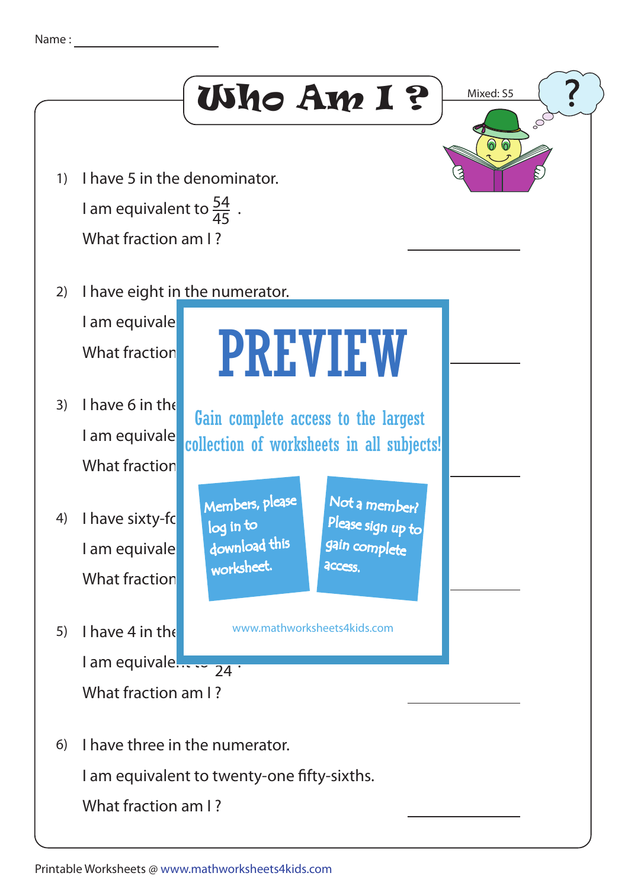Name : ____________________

# Who Am I ?

Mixed: S5

1) I have 5 in the denominator.

   I am equivalent to $\frac{54}{45}$ .

   What fraction am I ? ____________

2) I have eight in the numerator.

   I am equivale

   What fraction ____________

3) I have 6 in the

   I am equivale

   What fraction ____________

4) I have sixty-fo

   I am equivale

   What fraction ____________

5) I have 4 in the

   I am equivale... $\frac{}{24}$ .

   What fraction am I ? ____________

6) I have three in the numerator.

   I am equivalent to twenty-one fifty-sixths.

   What fraction am I ? ____________

PREVIEW

Gain complete access to the largest collection of worksheets in all subjects!

Members, please log in to download this worksheet.

Not a member? Please sign up to gain complete access.

www.mathworksheets4kids.com

Printable Worksheets @ www.mathworksheets4kids.com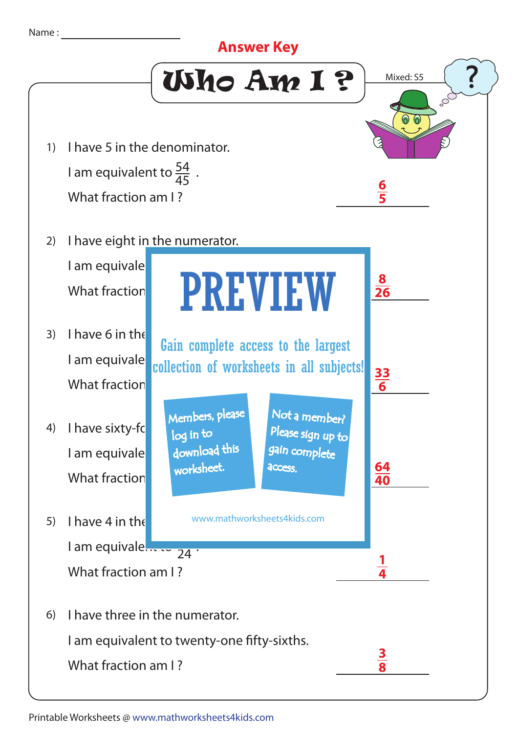Name :

**Answer Key**

# Who Am I ?

Mixed: S5

1) I have 5 in the denominator.

I am equivalent to $\frac{54}{45}$ .

What fraction am I ? $\frac{6}{5}$

2) I have eight in the numerator.

I am equivale

What fraction $\frac{8}{26}$

3) I have 6 in the

I am equivale

What fraction $\frac{33}{6}$

4) I have sixty-fo

I am equivale

What fraction $\frac{64}{40}$

5) I have 4 in the

I am equivalent to $\frac{}{24}$ .

What fraction am I ? $\frac{1}{4}$

6) I have three in the numerator.

I am equivalent to twenty-one fifty-sixths.

What fraction am I ? $\frac{3}{8}$

PREVIEW

Gain complete access to the largest collection of worksheets in all subjects!

Members, please log in to download this worksheet.

Not a member? Please sign up to gain complete access.

www.mathworksheets4kids.com

Printable Worksheets @ www.mathworksheets4kids.com